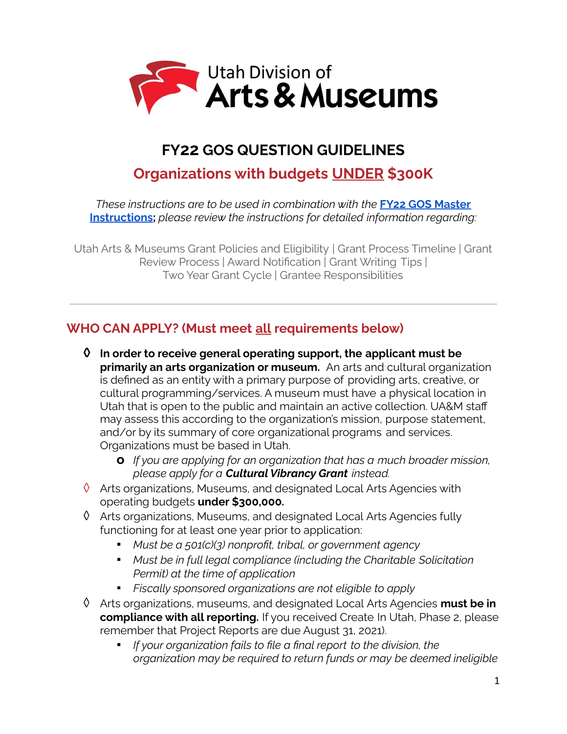Utah Division of
**Arts & Museums**

# FY22 GOS QUESTION GUIDELINES

## Organizations with budgets UNDER $300K

*These instructions are to be used in combination with the* **FY22 GOS Master Instructions**; *please review the instructions for detailed information regarding:*

Utah Arts & Museums Grant Policies and Eligibility | Grant Process Timeline | Grant Review Process | Award Notification | Grant Writing Tips | Two Year Grant Cycle | Grantee Responsibilities

---

## WHO CAN APPLY? (Must meet all requirements below)

- **In order to receive general operating support, the applicant must be primarily an arts organization or museum.** An arts and cultural organization is defined as an entity with a primary purpose of providing arts, creative, or cultural programming/services. A museum must have a physical location in Utah that is open to the public and maintain an active collection. UA&M staff may assess this according to the organization's mission, purpose statement, and/or by its summary of core organizational programs and services. Organizations must be based in Utah.
  - *If you are applying for an organization that has a much broader mission, please apply for a* ***Cultural Vibrancy Grant*** *instead.*
- Arts organizations, Museums, and designated Local Arts Agencies with operating budgets **under $300,000.**
- Arts organizations, Museums, and designated Local Arts Agencies fully functioning for at least one year prior to application:
  - *Must be a 501(c)(3) nonprofit, tribal, or government agency*
  - *Must be in full legal compliance (including the Charitable Solicitation Permit) at the time of application*
  - *Fiscally sponsored organizations are not eligible to apply*
- Arts organizations, museums, and designated Local Arts Agencies **must be in compliance with all reporting.** If you received Create In Utah, Phase 2, please remember that Project Reports are due August 31, 2021).
  - *If your organization fails to file a final report to the division, the organization may be required to return funds or may be deemed ineligible*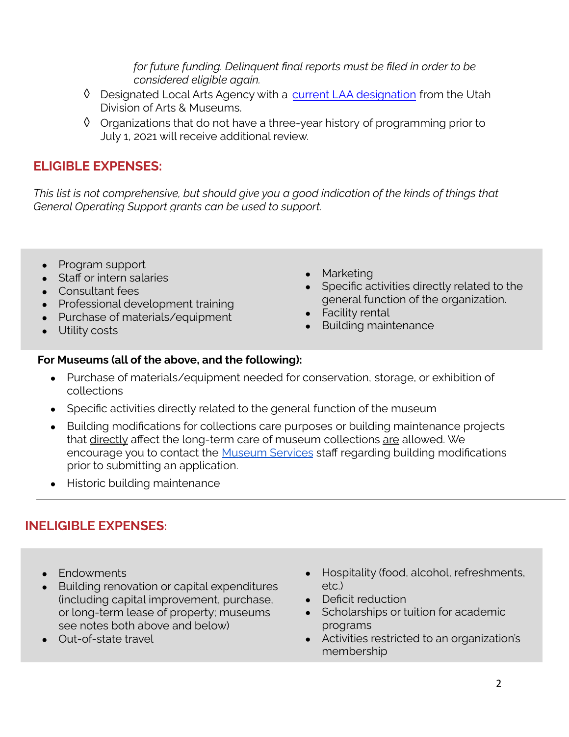*for future funding. Delinquent final reports must be filed in order to be considered eligible again.*

- ◊ Designated Local Arts Agency with a [current LAA designation]() from the Utah Division of Arts & Museums.
- ◊ Organizations that do not have a three-year history of programming prior to July 1, 2021 will receive additional review.

## ELIGIBLE EXPENSES:

*This list is not comprehensive, but should give you a good indication of the kinds of things that General Operating Support grants can be used to support.*

- Program support
- Staff or intern salaries
- Consultant fees
- Professional development training
- Purchase of materials/equipment
- Utility costs
- Marketing
- Specific activities directly related to the general function of the organization.
- Facility rental
- Building maintenance

**For Museums (all of the above, and the following):**

- Purchase of materials/equipment needed for conservation, storage, or exhibition of collections
- Specific activities directly related to the general function of the museum
- Building modifications for collections care purposes or building maintenance projects that directly affect the long-term care of museum collections are allowed. We encourage you to contact the [Museum Services]() staff regarding building modifications prior to submitting an application.
- Historic building maintenance

---

## INELIGIBLE EXPENSES:

- Endowments
- Building renovation or capital expenditures (including capital improvement, purchase, or long-term lease of property; museums see notes both above and below)
- Out-of-state travel
- Hospitality (food, alcohol, refreshments, etc.)
- Deficit reduction
- Scholarships or tuition for academic programs
- Activities restricted to an organization's membership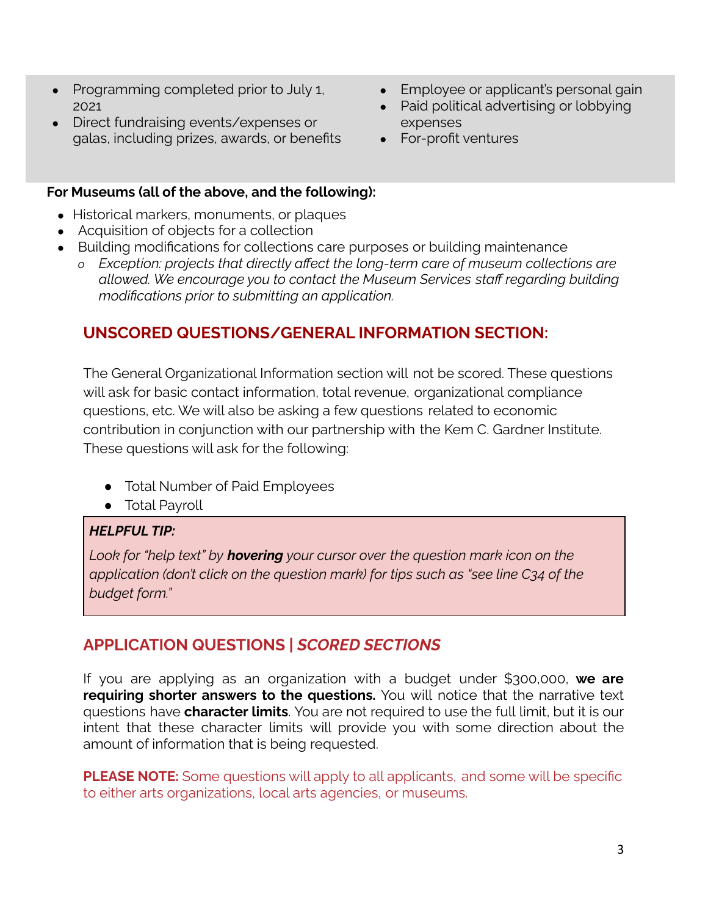- Programming completed prior to July 1, 2021
- Direct fundraising events/expenses or galas, including prizes, awards, or benefits
- Employee or applicant's personal gain
- Paid political advertising or lobbying expenses
- For-profit ventures

**For Museums (all of the above, and the following):**

- Historical markers, monuments, or plaques
- Acquisition of objects for a collection
- Building modifications for collections care purposes or building maintenance
  - *Exception: projects that directly affect the long-term care of museum collections are allowed. We encourage you to contact the Museum Services staff regarding building modifications prior to submitting an application.*

## UNSCORED QUESTIONS/GENERAL INFORMATION SECTION:

The General Organizational Information section will not be scored. These questions will ask for basic contact information, total revenue, organizational compliance questions, etc. We will also be asking a few questions related to economic contribution in conjunction with our partnership with the Kem C. Gardner Institute. These questions will ask for the following:

- Total Number of Paid Employees
- Total Payroll

> ***HELPFUL TIP:***
>
> *Look for "help text" by **hovering** your cursor over the question mark icon on the application (don't click on the question mark) for tips such as "see line C34 of the budget form."*

## APPLICATION QUESTIONS | *SCORED SECTIONS*

If you are applying as an organization with a budget under $300,000, **we are requiring shorter answers to the questions.** You will notice that the narrative text questions have **character limits**. You are not required to use the full limit, but it is our intent that these character limits will provide you with some direction about the amount of information that is being requested.

**PLEASE NOTE:** Some questions will apply to all applicants, and some will be specific to either arts organizations, local arts agencies, or museums.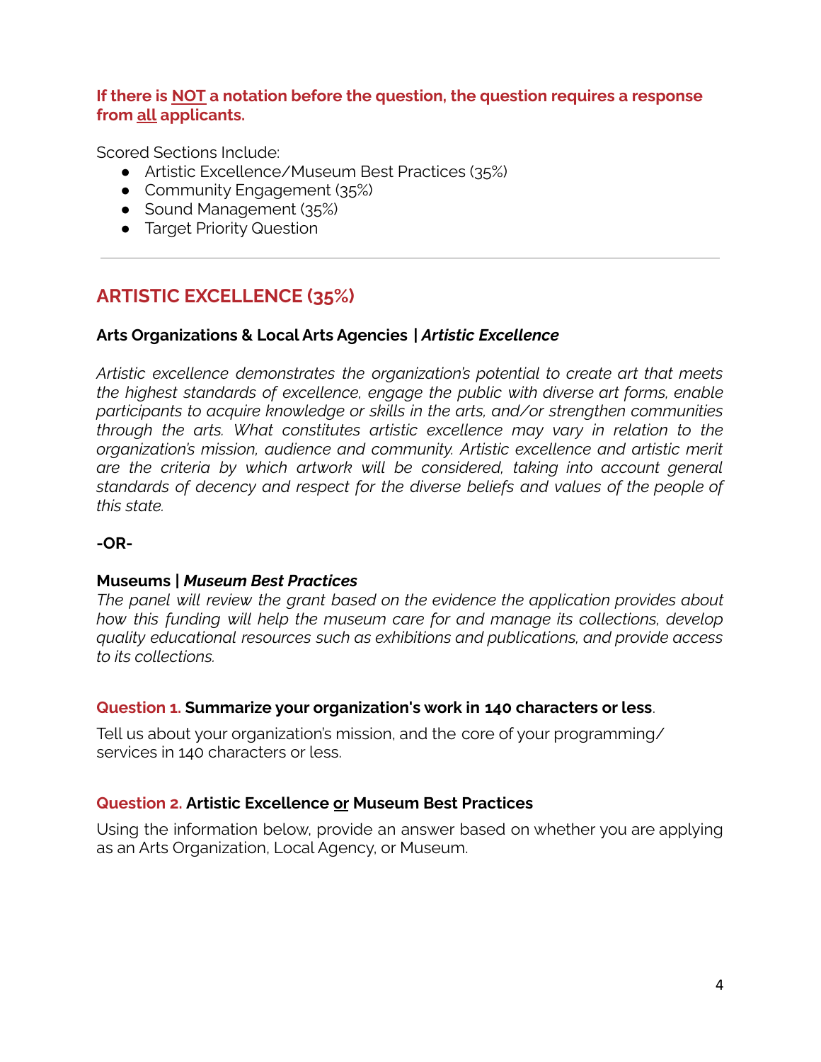**If there is <u>NOT</u> a notation before the question, the question requires a response from <u>all</u> applicants.**

Scored Sections Include:

- Artistic Excellence/Museum Best Practices (35%)
- Community Engagement (35%)
- Sound Management (35%)
- Target Priority Question

---

## ARTISTIC EXCELLENCE (35%)

**Arts Organizations & Local Arts Agencies | *Artistic Excellence***

*Artistic excellence demonstrates the organization's potential to create art that meets the highest standards of excellence, engage the public with diverse art forms, enable participants to acquire knowledge or skills in the arts, and/or strengthen communities through the arts. What constitutes artistic excellence may vary in relation to the organization's mission, audience and community. Artistic excellence and artistic merit are the criteria by which artwork will be considered, taking into account general standards of decency and respect for the diverse beliefs and values of the people of this state.*

**-OR-**

**Museums | *Museum Best Practices***

*The panel will review the grant based on the evidence the application provides about how this funding will help the museum care for and manage its collections, develop quality educational resources such as exhibitions and publications, and provide access to its collections.*

**Question 1. Summarize your organization's work in 140 characters or less**.

Tell us about your organization's mission, and the core of your programming/ services in 140 characters or less.

**Question 2. Artistic Excellence <u>or</u> Museum Best Practices**

Using the information below, provide an answer based on whether you are applying as an Arts Organization, Local Agency, or Museum.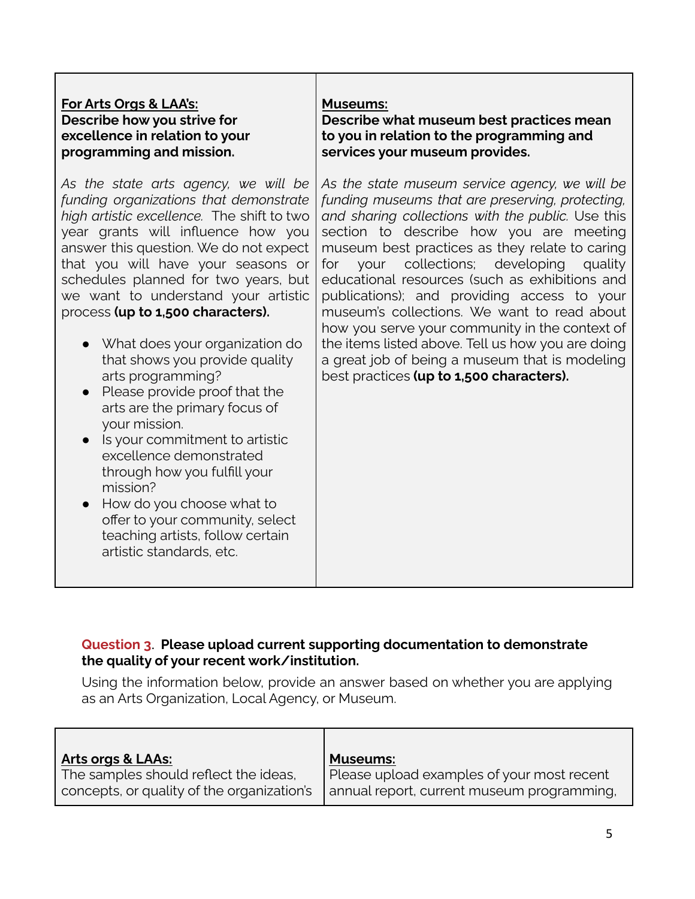| **<u>For Arts Orgs & LAA's:</u>**<br>**Describe how you strive for excellence in relation to your programming and mission.** | **<u>Museums:</u>**<br>**Describe what museum best practices mean to you in relation to the programming and services your museum provides.** |
| --- | --- |
| *As the state arts agency, we will be funding organizations that demonstrate high artistic excellence.* The shift to two year grants will influence how you answer this question. We do not expect that you will have your seasons or schedules planned for two years, but we want to understand your artistic process **(up to 1,500 characters).**<br><br>● What does your organization do that shows you provide quality arts programming?<br>● Please provide proof that the arts are the primary focus of your mission.<br>● Is your commitment to artistic excellence demonstrated through how you fulfill your mission?<br>● How do you choose what to offer to your community, select teaching artists, follow certain artistic standards, etc. | *As the state museum service agency, we will be funding museums that are preserving, protecting, and sharing collections with the public.* Use this section to describe how you are meeting museum best practices as they relate to caring for your collections; developing quality educational resources (such as exhibitions and publications); and providing access to your museum's collections. We want to read about how you serve your community in the context of the items listed above. Tell us how you are doing a great job of being a museum that is modeling best practices **(up to 1,500 characters).** |

**Question 3**. **Please upload current supporting documentation to demonstrate the quality of your recent work/institution.**

Using the information below, provide an answer based on whether you are applying as an Arts Organization, Local Agency, or Museum.

| **<u>Arts orgs & LAAs:</u>**<br>The samples should reflect the ideas, concepts, or quality of the organization's | **<u>Museums:</u>**<br>Please upload examples of your most recent annual report, current museum programming, |
| --- | --- |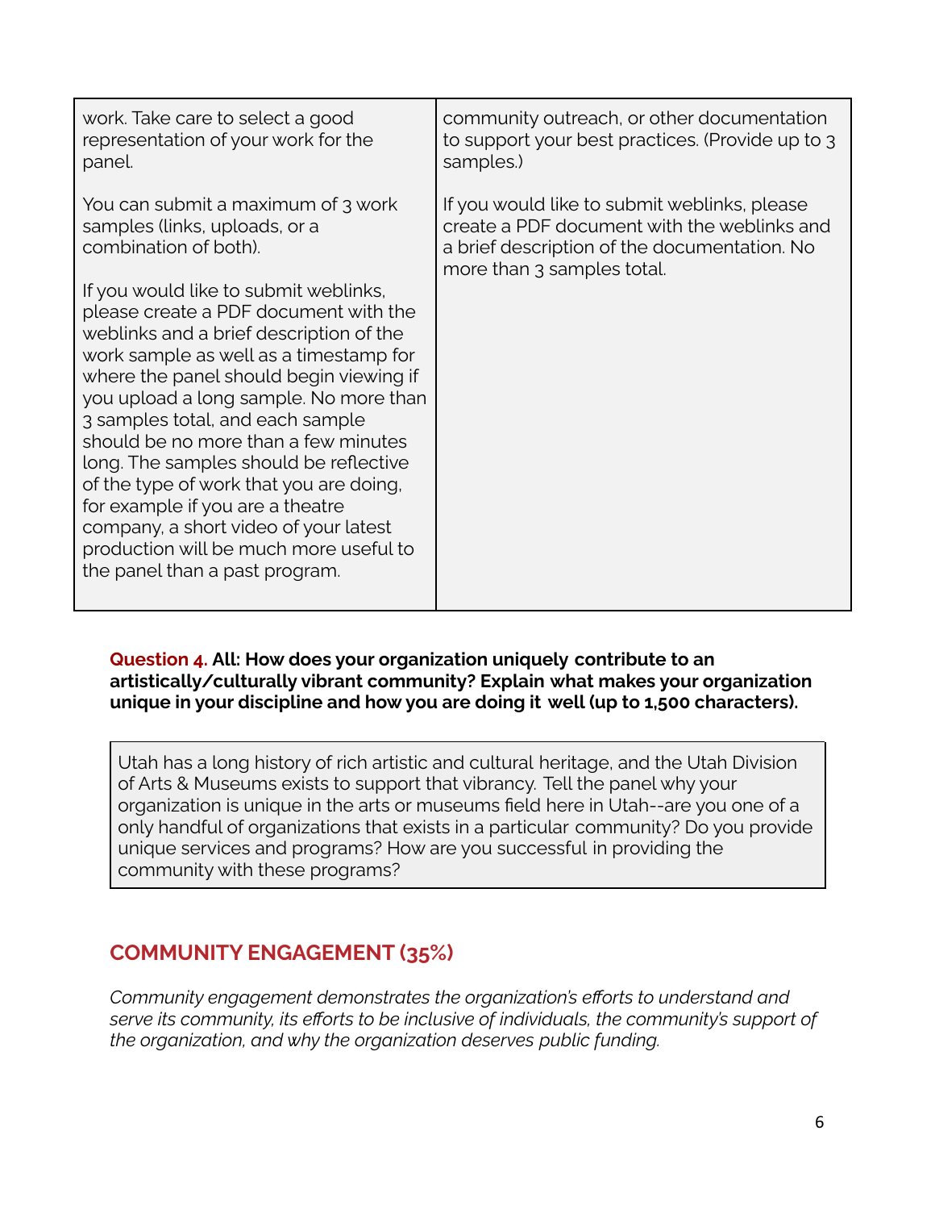| | |
|---|---|
| work. Take care to select a good representation of your work for the panel.<br><br>You can submit a maximum of 3 work samples (links, uploads, or a combination of both).<br><br>If you would like to submit weblinks, please create a PDF document with the weblinks and a brief description of the work sample as well as a timestamp for where the panel should begin viewing if you upload a long sample. No more than 3 samples total, and each sample should be no more than a few minutes long. The samples should be reflective of the type of work that you are doing, for example if you are a theatre company, a short video of your latest production will be much more useful to the panel than a past program. | community outreach, or other documentation to support your best practices. (Provide up to 3 samples.)<br><br>If you would like to submit weblinks, please create a PDF document with the weblinks and a brief description of the documentation. No more than 3 samples total. |

**Question 4. All: How does your organization uniquely contribute to an artistically/culturally vibrant community? Explain what makes your organization unique in your discipline and how you are doing it well (up to 1,500 characters).**

> Utah has a long history of rich artistic and cultural heritage, and the Utah Division of Arts & Museums exists to support that vibrancy. Tell the panel why your organization is unique in the arts or museums field here in Utah--are you one of a only handful of organizations that exists in a particular community? Do you provide unique services and programs? How are you successful in providing the community with these programs?

## COMMUNITY ENGAGEMENT (35%)

*Community engagement demonstrates the organization's efforts to understand and serve its community, its efforts to be inclusive of individuals, the community's support of the organization, and why the organization deserves public funding.*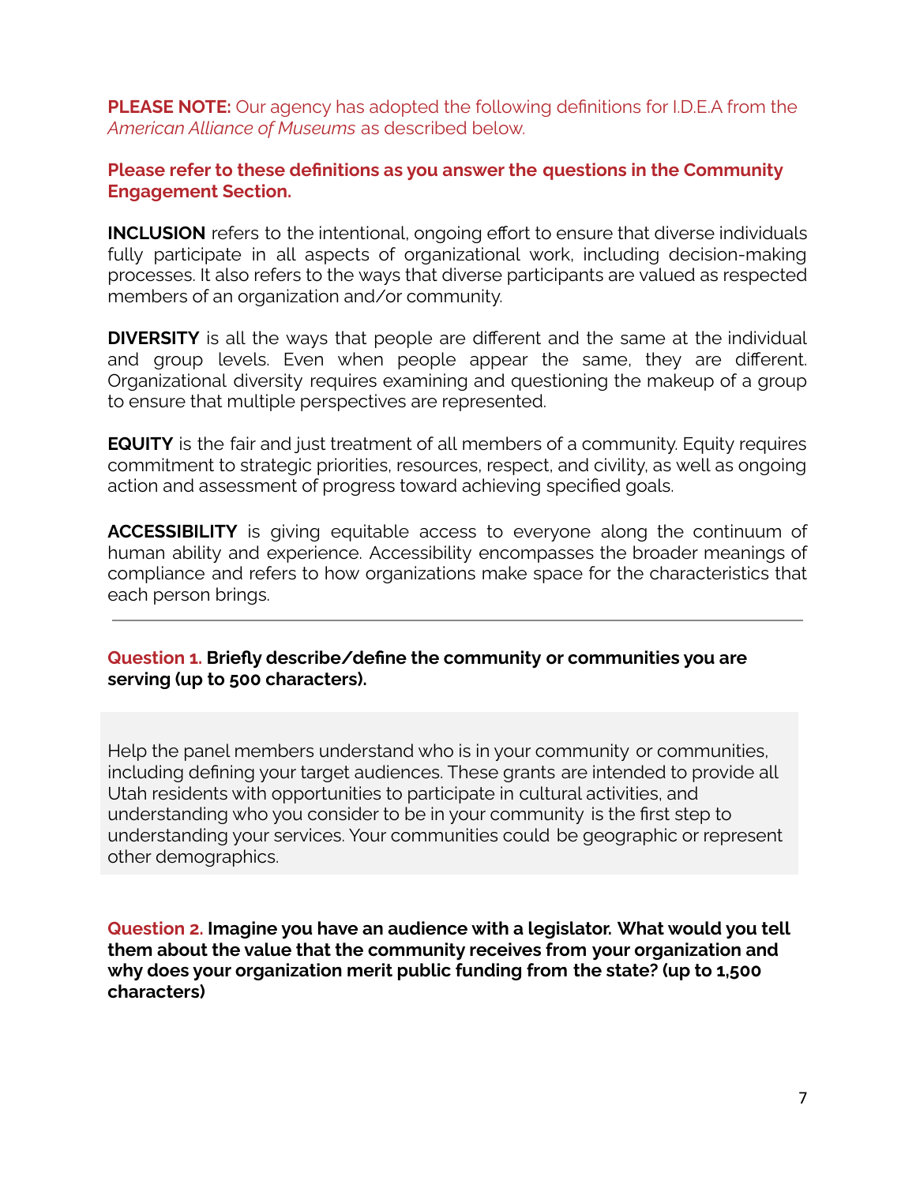**PLEASE NOTE:** Our agency has adopted the following definitions for I.D.E.A from the *American Alliance of Museums* as described below.

**Please refer to these definitions as you answer the questions in the Community Engagement Section.**

**INCLUSION** refers to the intentional, ongoing effort to ensure that diverse individuals fully participate in all aspects of organizational work, including decision-making processes. It also refers to the ways that diverse participants are valued as respected members of an organization and/or community.

**DIVERSITY** is all the ways that people are different and the same at the individual and group levels. Even when people appear the same, they are different. Organizational diversity requires examining and questioning the makeup of a group to ensure that multiple perspectives are represented.

**EQUITY** is the fair and just treatment of all members of a community. Equity requires commitment to strategic priorities, resources, respect, and civility, as well as ongoing action and assessment of progress toward achieving specified goals.

**ACCESSIBILITY** is giving equitable access to everyone along the continuum of human ability and experience. Accessibility encompasses the broader meanings of compliance and refers to how organizations make space for the characteristics that each person brings.

---

**Question 1. Briefly describe/define the community or communities you are serving (up to 500 characters).**

Help the panel members understand who is in your community or communities, including defining your target audiences. These grants are intended to provide all Utah residents with opportunities to participate in cultural activities, and understanding who you consider to be in your community is the first step to understanding your services. Your communities could be geographic or represent other demographics.

**Question 2. Imagine you have an audience with a legislator. What would you tell them about the value that the community receives from your organization and why does your organization merit public funding from the state? (up to 1,500 characters)**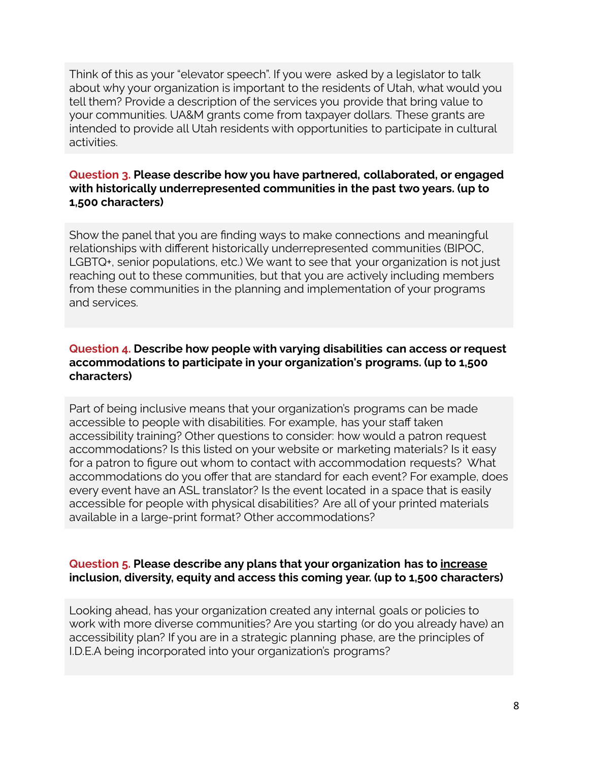Think of this as your "elevator speech". If you were asked by a legislator to talk about why your organization is important to the residents of Utah, what would you tell them? Provide a description of the services you provide that bring value to your communities. UA&M grants come from taxpayer dollars. These grants are intended to provide all Utah residents with opportunities to participate in cultural activities.

**Question 3. Please describe how you have partnered, collaborated, or engaged with historically underrepresented communities in the past two years. (up to 1,500 characters)**

Show the panel that you are finding ways to make connections and meaningful relationships with different historically underrepresented communities (BIPOC, LGBTQ+, senior populations, etc.) We want to see that your organization is not just reaching out to these communities, but that you are actively including members from these communities in the planning and implementation of your programs and services.

**Question 4. Describe how people with varying disabilities can access or request accommodations to participate in your organization's programs. (up to 1,500 characters)**

Part of being inclusive means that your organization's programs can be made accessible to people with disabilities. For example, has your staff taken accessibility training? Other questions to consider: how would a patron request accommodations? Is this listed on your website or marketing materials? Is it easy for a patron to figure out whom to contact with accommodation requests? What accommodations do you offer that are standard for each event? For example, does every event have an ASL translator? Is the event located in a space that is easily accessible for people with physical disabilities? Are all of your printed materials available in a large-print format? Other accommodations?

**Question 5. Please describe any plans that your organization has to <u>increase</u> inclusion, diversity, equity and access this coming year. (up to 1,500 characters)**

Looking ahead, has your organization created any internal goals or policies to work with more diverse communities? Are you starting (or do you already have) an accessibility plan? If you are in a strategic planning phase, are the principles of I.D.E.A being incorporated into your organization's programs?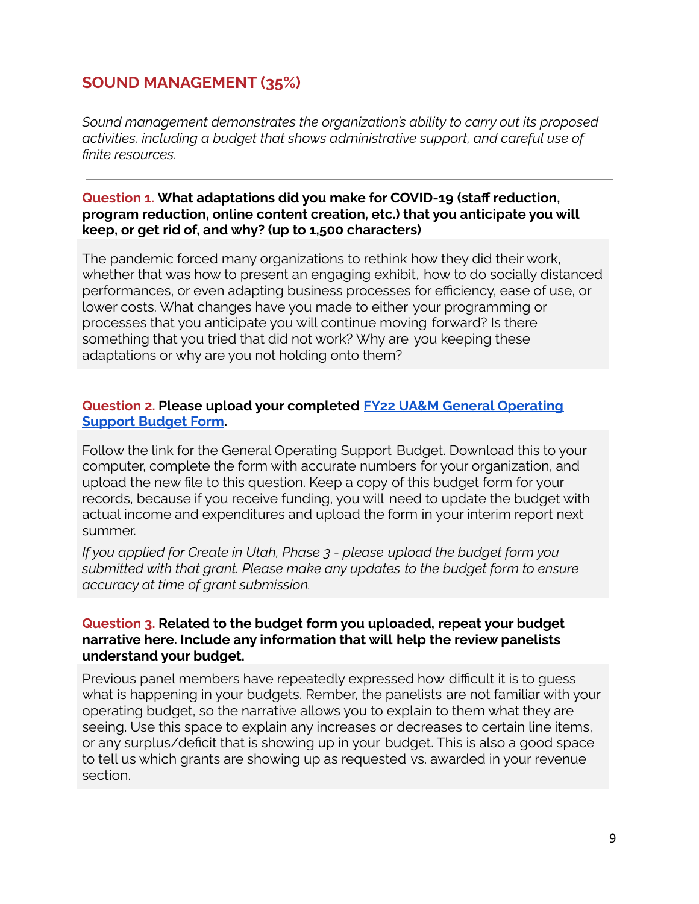## SOUND MANAGEMENT (35%)

*Sound management demonstrates the organization's ability to carry out its proposed activities, including a budget that shows administrative support, and careful use of finite resources.*

---

**Question 1. What adaptations did you make for COVID-19 (staff reduction, program reduction, online content creation, etc.) that you anticipate you will keep, or get rid of, and why? (up to 1,500 characters)**

The pandemic forced many organizations to rethink how they did their work, whether that was how to present an engaging exhibit, how to do socially distanced performances, or even adapting business processes for efficiency, ease of use, or lower costs. What changes have you made to either your programming or processes that you anticipate you will continue moving forward? Is there something that you tried that did not work? Why are you keeping these adaptations or why are you not holding onto them?

**Question 2. Please upload your completed FY22 UA&M General Operating Support Budget Form.**

Follow the link for the General Operating Support Budget. Download this to your computer, complete the form with accurate numbers for your organization, and upload the new file to this question. Keep a copy of this budget form for your records, because if you receive funding, you will need to update the budget with actual income and expenditures and upload the form in your interim report next summer.

*If you applied for Create in Utah, Phase 3 - please upload the budget form you submitted with that grant. Please make any updates to the budget form to ensure accuracy at time of grant submission.*

**Question 3. Related to the budget form you uploaded, repeat your budget narrative here. Include any information that will help the review panelists understand your budget.**

Previous panel members have repeatedly expressed how difficult it is to guess what is happening in your budgets. Rember, the panelists are not familiar with your operating budget, so the narrative allows you to explain to them what they are seeing. Use this space to explain any increases or decreases to certain line items, or any surplus/deficit that is showing up in your budget. This is also a good space to tell us which grants are showing up as requested vs. awarded in your revenue section.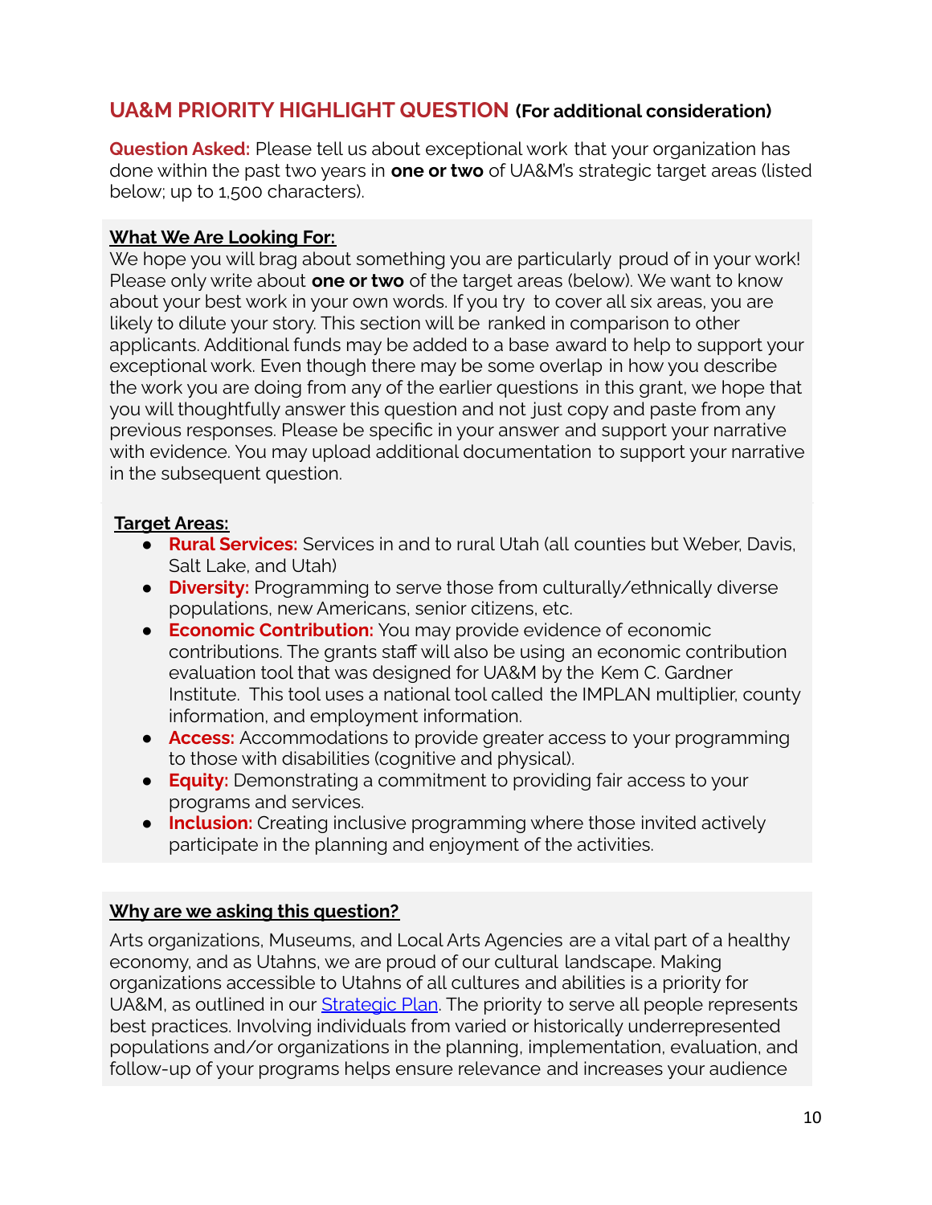## UA&M PRIORITY HIGHLIGHT QUESTION **(For additional consideration)**

**Question Asked:** Please tell us about exceptional work that your organization has done within the past two years in **one or two** of UA&M's strategic target areas (listed below; up to 1,500 characters).

**What We Are Looking For:**

We hope you will brag about something you are particularly proud of in your work! Please only write about **one or two** of the target areas (below). We want to know about your best work in your own words. If you try to cover all six areas, you are likely to dilute your story. This section will be ranked in comparison to other applicants. Additional funds may be added to a base award to help to support your exceptional work. Even though there may be some overlap in how you describe the work you are doing from any of the earlier questions in this grant, we hope that you will thoughtfully answer this question and not just copy and paste from any previous responses. Please be specific in your answer and support your narrative with evidence. You may upload additional documentation to support your narrative in the subsequent question.

**Target Areas:**

- **Rural Services:** Services in and to rural Utah (all counties but Weber, Davis, Salt Lake, and Utah)
- **Diversity:** Programming to serve those from culturally/ethnically diverse populations, new Americans, senior citizens, etc.
- **Economic Contribution:** You may provide evidence of economic contributions. The grants staff will also be using an economic contribution evaluation tool that was designed for UA&M by the Kem C. Gardner Institute. This tool uses a national tool called the IMPLAN multiplier, county information, and employment information.
- **Access:** Accommodations to provide greater access to your programming to those with disabilities (cognitive and physical).
- **Equity:** Demonstrating a commitment to providing fair access to your programs and services.
- **Inclusion:** Creating inclusive programming where those invited actively participate in the planning and enjoyment of the activities.

**Why are we asking this question?**

Arts organizations, Museums, and Local Arts Agencies are a vital part of a healthy economy, and as Utahns, we are proud of our cultural landscape. Making organizations accessible to Utahns of all cultures and abilities is a priority for UA&M, as outlined in our Strategic Plan. The priority to serve all people represents best practices. Involving individuals from varied or historically underrepresented populations and/or organizations in the planning, implementation, evaluation, and follow-up of your programs helps ensure relevance and increases your audience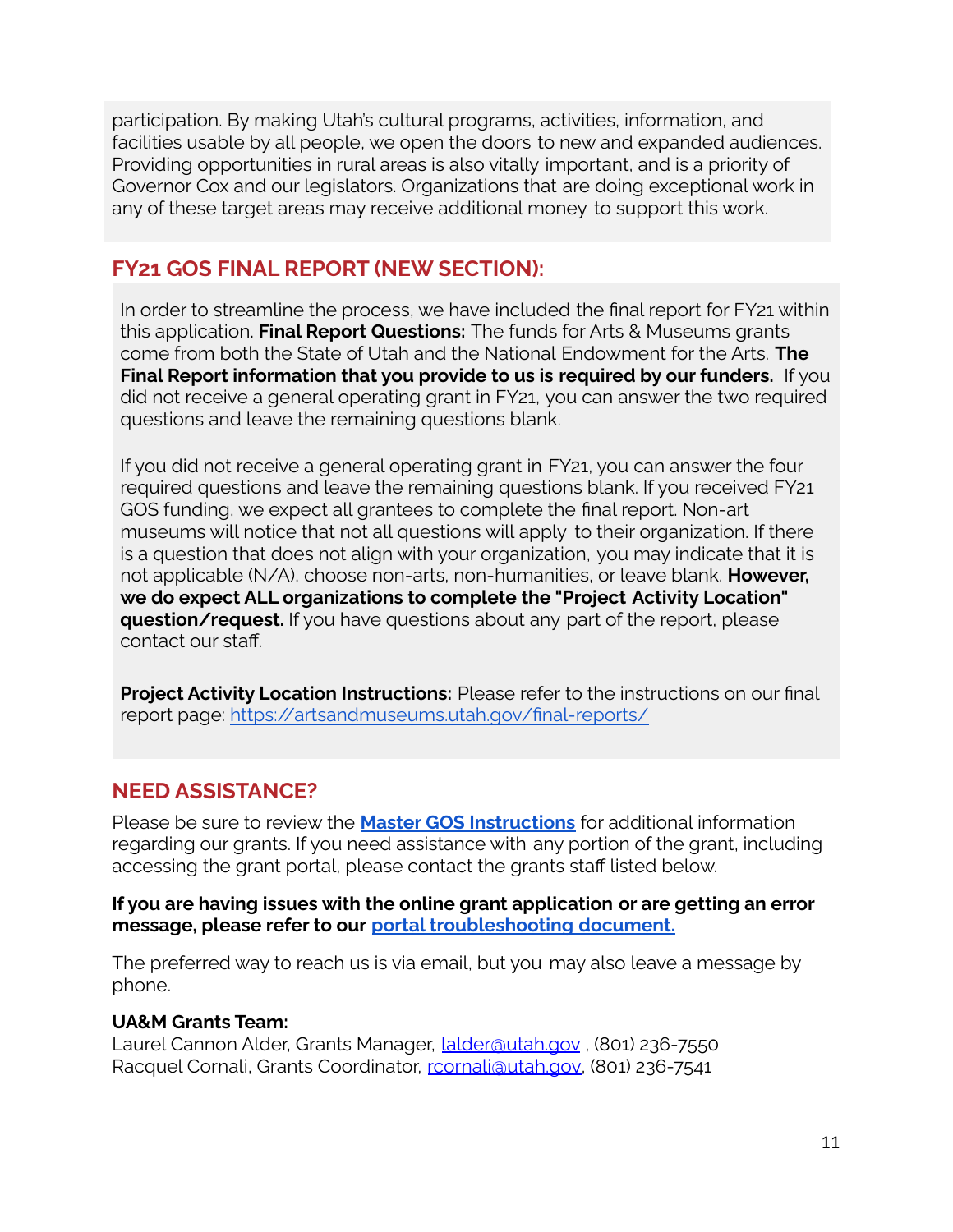participation. By making Utah's cultural programs, activities, information, and facilities usable by all people, we open the doors to new and expanded audiences. Providing opportunities in rural areas is also vitally important, and is a priority of Governor Cox and our legislators. Organizations that are doing exceptional work in any of these target areas may receive additional money to support this work.

## FY21 GOS FINAL REPORT (NEW SECTION):

In order to streamline the process, we have included the final report for FY21 within this application. **Final Report Questions:** The funds for Arts & Museums grants come from both the State of Utah and the National Endowment for the Arts. **The Final Report information that you provide to us is required by our funders.** If you did not receive a general operating grant in FY21, you can answer the two required questions and leave the remaining questions blank.

If you did not receive a general operating grant in FY21, you can answer the four required questions and leave the remaining questions blank. If you received FY21 GOS funding, we expect all grantees to complete the final report. Non-art museums will notice that not all questions will apply to their organization. If there is a question that does not align with your organization, you may indicate that it is not applicable (N/A), choose non-arts, non-humanities, or leave blank. **However, we do expect ALL organizations to complete the "Project Activity Location" question/request.** If you have questions about any part of the report, please contact our staff.

**Project Activity Location Instructions:** Please refer to the instructions on our final report page: https://artsandmuseums.utah.gov/final-reports/

## NEED ASSISTANCE?

Please be sure to review the **Master GOS Instructions** for additional information regarding our grants. If you need assistance with any portion of the grant, including accessing the grant portal, please contact the grants staff listed below.

**If you are having issues with the online grant application or are getting an error message, please refer to our portal troubleshooting document.**

The preferred way to reach us is via email, but you may also leave a message by phone.

**UA&M Grants Team:**
Laurel Cannon Alder, Grants Manager, lalder@utah.gov , (801) 236-7550
Racquel Cornali, Grants Coordinator, rcornali@utah.gov, (801) 236-7541